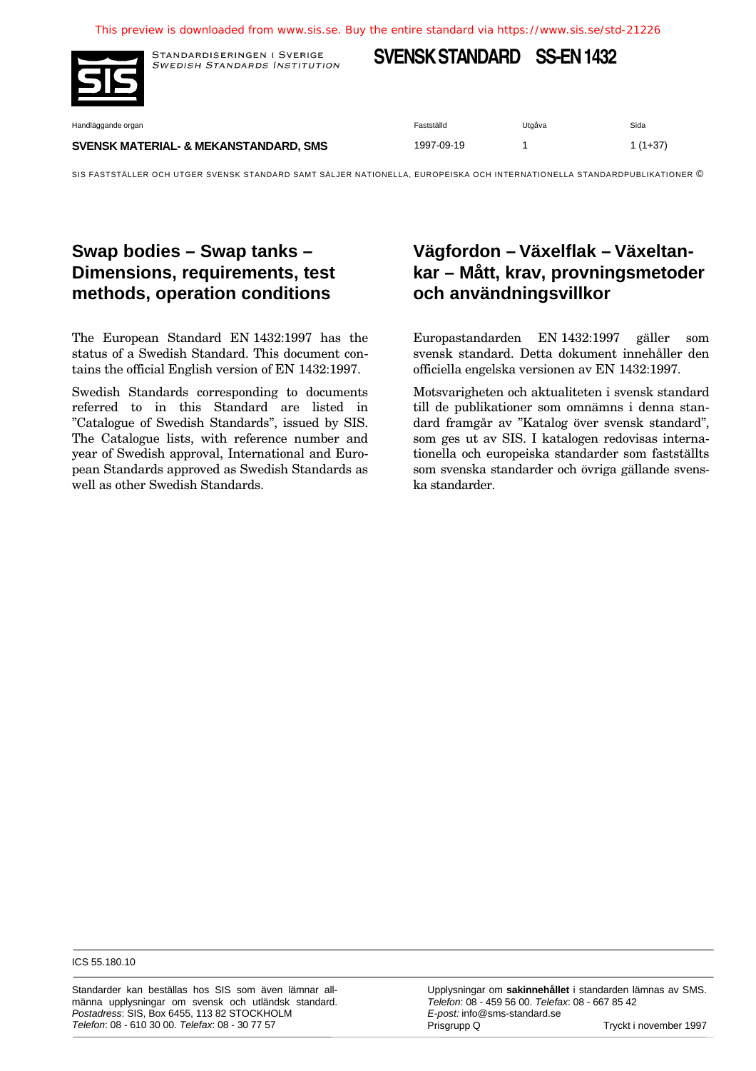This preview is downloaded from www.sis.se. Buy the entire standard via https://www.sis.se/std-21226

STANDARDISERINGEN I SVERIGE
*SWEDISH STANDARDS INSTITUTION*

# SVENSK STANDARD SS-EN 1432

| Handläggande organ | Fastställd | Utgåva | Sida |
|---|---|---|---|
| **SVENSK MATERIAL- & MEKANSTANDARD, SMS** | 1997-09-19 | 1 | 1 (1+37) |

SIS FASTSTÄLLER OCH UTGER SVENSK STANDARD SAMT SÄLJER NATIONELLA, EUROPEISKA OCH INTERNATIONELLA STANDARDPUBLIKATIONER ©

## Swap bodies – Swap tanks – Dimensions, requirements, test methods, operation conditions

The European Standard EN 1432:1997 has the status of a Swedish Standard. This document contains the official English version of EN 1432:1997.

Swedish Standards corresponding to documents referred to in this Standard are listed in ”Catalogue of Swedish Standards”, issued by SIS. The Catalogue lists, with reference number and year of Swedish approval, International and European Standards approved as Swedish Standards as well as other Swedish Standards.

## Vägfordon – Växelflak – Växeltankar – Mått, krav, provningsmetoder och användningsvillkor

Europastandarden EN 1432:1997 gäller som svensk standard. Detta dokument innehåller den officiella engelska versionen av EN 1432:1997.

Motsvarigheten och aktualiteten i svensk standard till de publikationer som omnämns i denna standard framgår av ”Katalog över svensk standard”, som ges ut av SIS. I katalogen redovisas internationella och europeiska standarder som fastställts som svenska standarder och övriga gällande svenska standarder.

ICS 55.180.10

Standarder kan beställas hos SIS som även lämnar allmänna upplysningar om svensk och utländsk standard.
*Postadress*: SIS, Box 6455, 113 82 STOCKHOLM
*Telefon*: 08 - 610 30 00. *Telefax*: 08 - 30 77 57

Upplysningar om **sakinnehållet** i standarden lämnas av SMS.
*Telefon*: 08 - 459 56 00. *Telefax*: 08 - 667 85 42
*E-post:* info@sms-standard.se
Prisgrupp Q

Tryckt i november 1997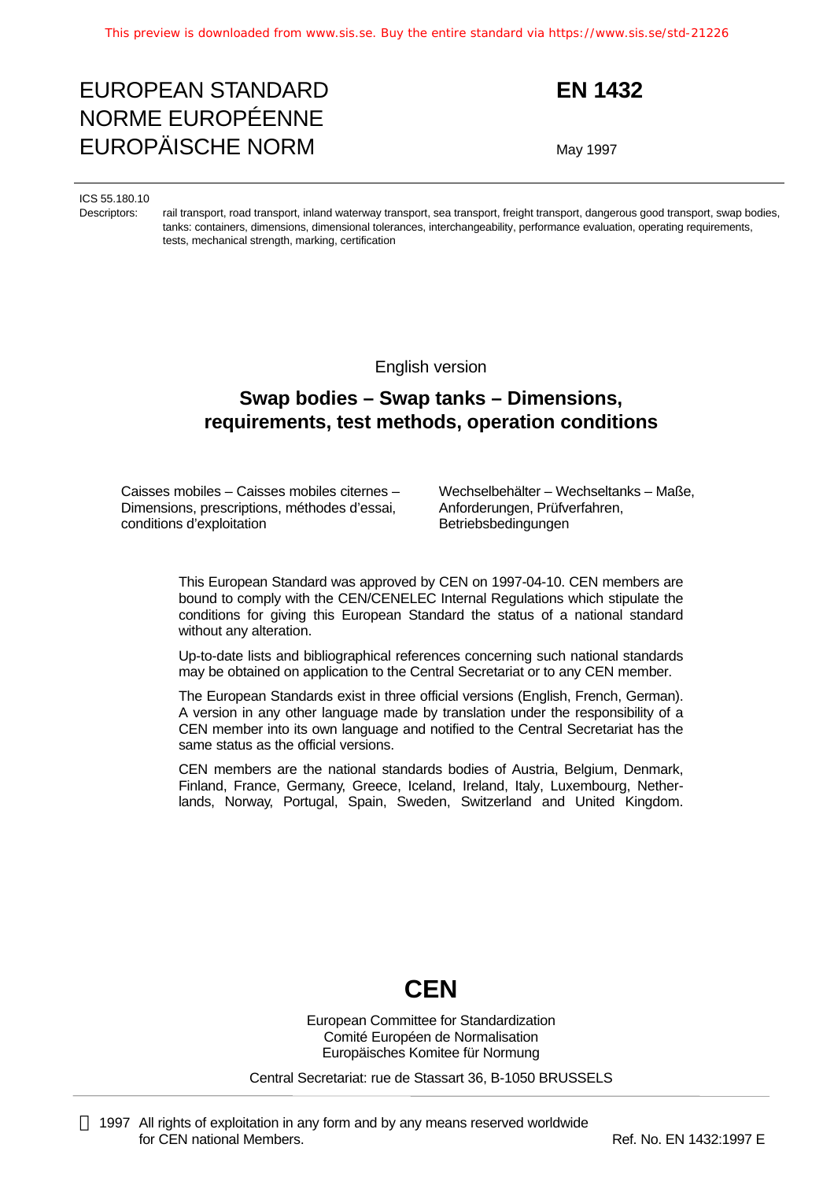This preview is downloaded from www.sis.se. Buy the entire standard via https://www.sis.se/std-21226

EUROPEAN STANDARD
NORME EUROPÉENNE
EUROPÄISCHE NORM

**EN 1432**

May 1997

ICS 55.180.10

Descriptors: rail transport, road transport, inland waterway transport, sea transport, freight transport, dangerous good transport, swap bodies, tanks: containers, dimensions, dimensional tolerances, interchangeability, performance evaluation, operating requirements, tests, mechanical strength, marking, certification

English version

## Swap bodies – Swap tanks – Dimensions, requirements, test methods, operation conditions

Caisses mobiles – Caisses mobiles citernes – Dimensions, prescriptions, méthodes d'essai, conditions d'exploitation

Wechselbehälter – Wechseltanks – Maße, Anforderungen, Prüfverfahren, Betriebsbedingungen

This European Standard was approved by CEN on 1997-04-10. CEN members are bound to comply with the CEN/CENELEC Internal Regulations which stipulate the conditions for giving this European Standard the status of a national standard without any alteration.

Up-to-date lists and bibliographical references concerning such national standards may be obtained on application to the Central Secretariat or to any CEN member.

The European Standards exist in three official versions (English, French, German). A version in any other language made by translation under the responsibility of a CEN member into its own language and notified to the Central Secretariat has the same status as the official versions.

CEN members are the national standards bodies of Austria, Belgium, Denmark, Finland, France, Germany, Greece, Iceland, Ireland, Italy, Luxembourg, Netherlands, Norway, Portugal, Spain, Sweden, Switzerland and United Kingdom.

**CEN**

European Committee for Standardization
Comité Européen de Normalisation
Europäisches Komitee für Normung

Central Secretariat: rue de Stassart 36, B-1050 BRUSSELS

© 1997 All rights of exploitation in any form and by any means reserved worldwide for CEN national Members.

Ref. No. EN 1432:1997 E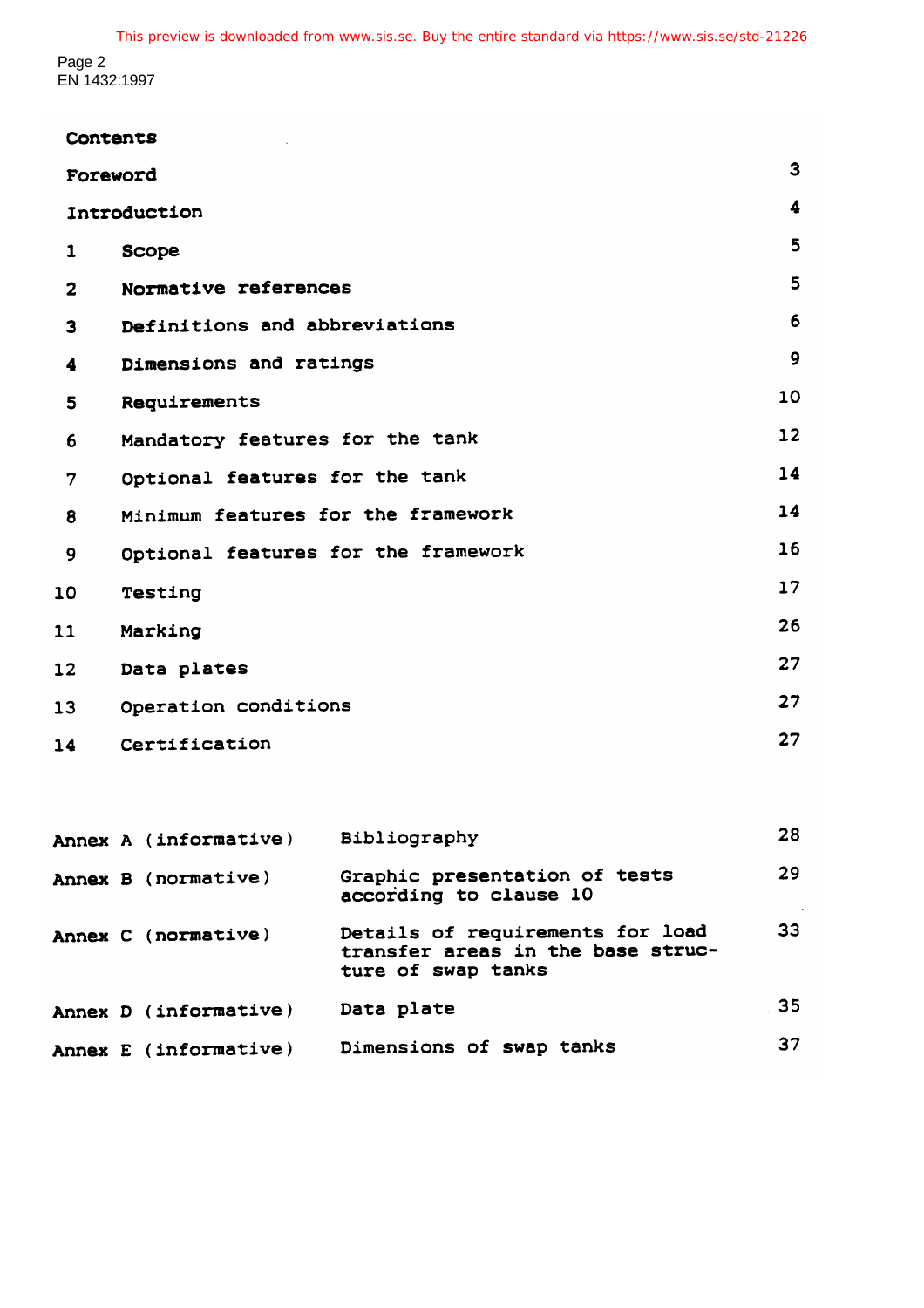## Contents

| | | Page |
|---|---|---|
| Foreword | | 3 |
| Introduction | | 4 |
| 1 | Scope | 5 |
| 2 | Normative references | 5 |
| 3 | Definitions and abbreviations | 6 |
| 4 | Dimensions and ratings | 9 |
| 5 | Requirements | 10 |
| 6 | Mandatory features for the tank | 12 |
| 7 | Optional features for the tank | 14 |
| 8 | Minimum features for the framework | 14 |
| 9 | Optional features for the framework | 16 |
| 10 | Testing | 17 |
| 11 | Marking | 26 |
| 12 | Data plates | 27 |
| 13 | Operation conditions | 27 |
| 14 | Certification | 27 |

| | | |
|---|---|---|
| Annex A (informative) | Bibliography | 28 |
| Annex B (normative) | Graphic presentation of tests according to clause 10 | 29 |
| Annex C (normative) | Details of requirements for load transfer areas in the base structure of swap tanks | 33 |
| Annex D (informative) | Data plate | 35 |
| Annex E (informative) | Dimensions of swap tanks | 37 |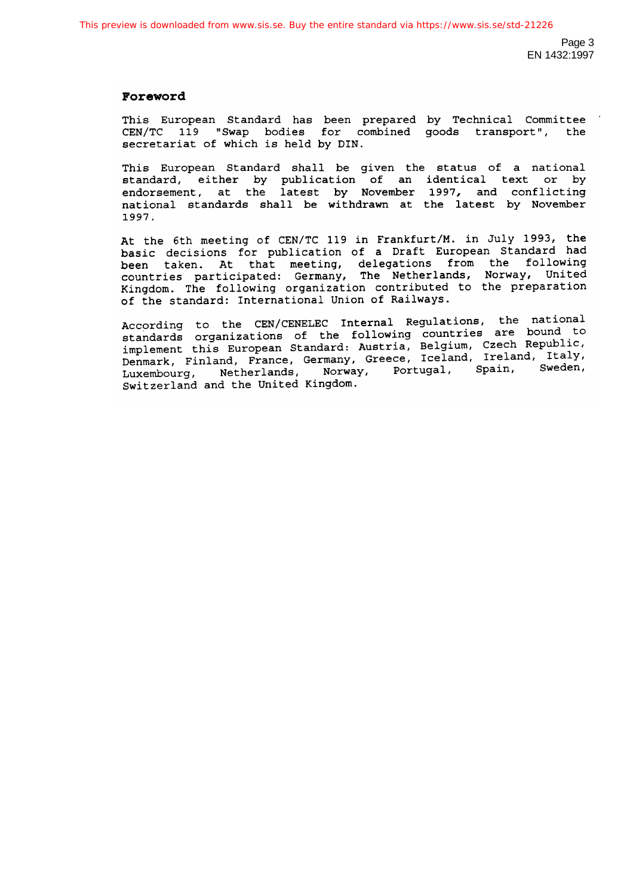## Foreword

This European Standard has been prepared by Technical Committee CEN/TC 119 "Swap bodies for combined goods transport", the secretariat of which is held by DIN.

This European Standard shall be given the status of a national standard, either by publication of an identical text or by endorsement, at the latest by November 1997, and conflicting national standards shall be withdrawn at the latest by November 1997.

At the 6th meeting of CEN/TC 119 in Frankfurt/M. in July 1993, the basic decisions for publication of a Draft European Standard had been taken. At that meeting, delegations from the following countries participated: Germany, The Netherlands, Norway, United Kingdom. The following organization contributed to the preparation of the standard: International Union of Railways.

According to the CEN/CENELEC Internal Regulations, the national standards organizations of the following countries are bound to implement this European Standard: Austria, Belgium, Czech Republic, Denmark, Finland, France, Germany, Greece, Iceland, Ireland, Italy, Luxembourg, Netherlands, Norway, Portugal, Spain, Sweden, Switzerland and the United Kingdom.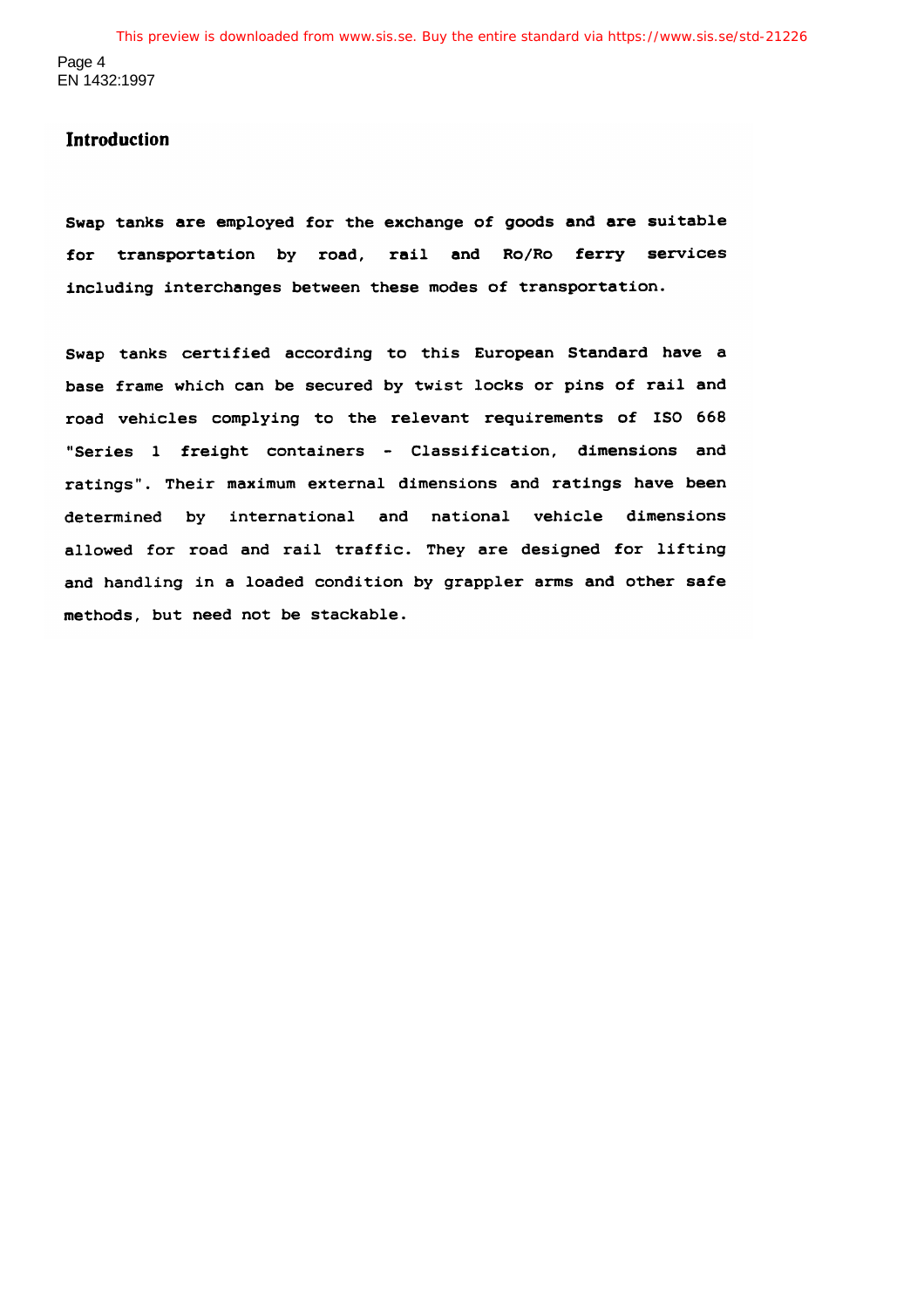## Introduction

Swap tanks are employed for the exchange of goods and are suitable for transportation by road, rail and Ro/Ro ferry services including interchanges between these modes of transportation.

Swap tanks certified according to this European Standard have a base frame which can be secured by twist locks or pins of rail and road vehicles complying to the relevant requirements of ISO 668 "Series 1 freight containers - Classification, dimensions and ratings". Their maximum external dimensions and ratings have been determined by international and national vehicle dimensions allowed for road and rail traffic. They are designed for lifting and handling in a loaded condition by grappler arms and other safe methods, but need not be stackable.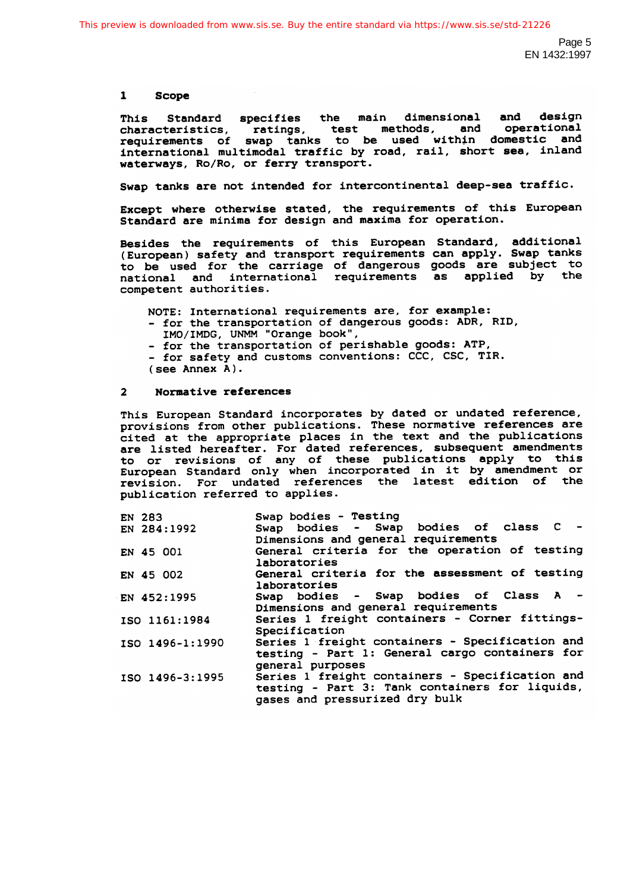## 1 Scope

This Standard specifies the main dimensional and design characteristics, ratings, test methods, and operational requirements of swap tanks to be used within domestic and international multimodal traffic by road, rail, short sea, inland waterways, Ro/Ro, or ferry transport.

Swap tanks are not intended for intercontinental deep-sea traffic.

Except where otherwise stated, the requirements of this European Standard are minima for design and maxima for operation.

Besides the requirements of this European Standard, additional (European) safety and transport requirements can apply. Swap tanks to be used for the carriage of dangerous goods are subject to national and international requirements as applied by the competent authorities.

NOTE: International requirements are, for example:
- for the transportation of dangerous goods: ADR, RID, IMO/IMDG, UNMM "Orange book",
- for the transportation of perishable goods: ATP,
- for safety and customs conventions: CCC, CSC, TIR.

(see Annex A).

## 2 Normative references

This European Standard incorporates by dated or undated reference, provisions from other publications. These normative references are cited at the appropriate places in the text and the publications are listed hereafter. For dated references, subsequent amendments to or revisions of any of these publications apply to this European Standard only when incorporated in it by amendment or revision. For undated references the latest edition of the publication referred to applies.

| | |
|---|---|
| EN 283 | Swap bodies - Testing |
| EN 284:1992 | Swap bodies - Swap bodies of class C - Dimensions and general requirements |
| EN 45 001 | General criteria for the operation of testing laboratories |
| EN 45 002 | General criteria for the assessment of testing laboratories |
| EN 452:1995 | Swap bodies - Swap bodies of Class A - Dimensions and general requirements |
| ISO 1161:1984 | Series 1 freight containers - Corner fittings-Specification |
| ISO 1496-1:1990 | Series 1 freight containers - Specification and testing - Part 1: General cargo containers for general purposes |
| ISO 1496-3:1995 | Series 1 freight containers - Specification and testing - Part 3: Tank containers for liquids, gases and pressurized dry bulk |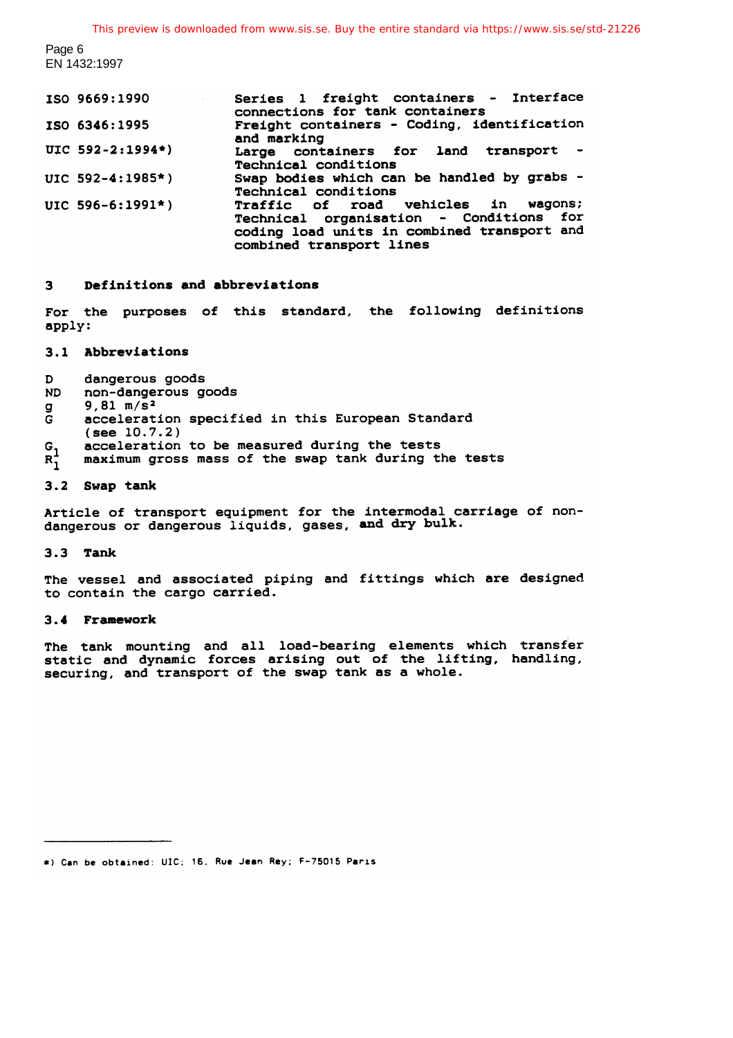| | |
|---|---|
| ISO 9669:1990 | Series 1 freight containers - Interface connections for tank containers |
| ISO 6346:1995 | Freight containers - Coding, identification and marking |
| UIC 592-2:1994*) | Large containers for land transport - Technical conditions |
| UIC 592-4:1985*) | Swap bodies which can be handled by grabs - Technical conditions |
| UIC 596-6:1991*) | Traffic of road vehicles in wagons; Technical organisation - Conditions for coding load units in combined transport and combined transport lines |

## 3 Definitions and abbreviations

For the purposes of this standard, the following definitions apply:

### 3.1 Abbreviations

- D dangerous goods
- ND non-dangerous goods
- g 9,81 m/s²
- G acceleration specified in this European Standard (see 10.7.2)
- $G_1$ acceleration to be measured during the tests
- $R_1$ maximum gross mass of the swap tank during the tests

### 3.2 Swap tank

Article of transport equipment for the intermodal carriage of non-dangerous or dangerous liquids, gases, and dry bulk.

### 3.3 Tank

The vessel and associated piping and fittings which are designed to contain the cargo carried.

### 3.4 Framework

The tank mounting and all load-bearing elements which transfer static and dynamic forces arising out of the lifting, handling, securing, and transport of the swap tank as a whole.

---

*) Can be obtained: UIC; 16, Rue Jean Rey; F-75015 Paris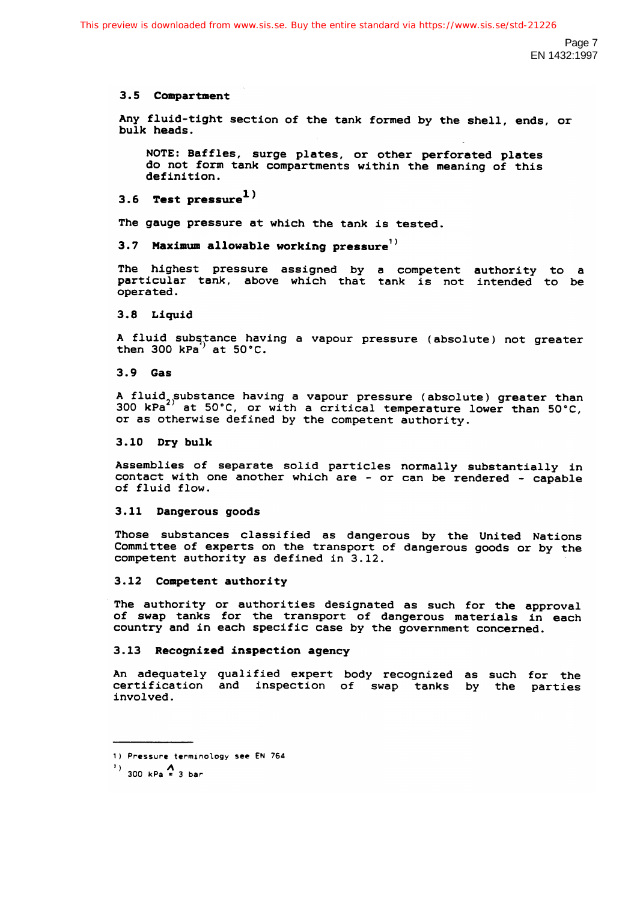### 3.5 Compartment

Any fluid-tight section of the tank formed by the shell, ends, or bulk heads.

NOTE: Baffles, surge plates, or other perforated plates do not form tank compartments within the meaning of this definition.

### 3.6 Test pressure[1)]

The gauge pressure at which the tank is tested.

### 3.7 Maximum allowable working pressure[1)]

The highest pressure assigned by a competent authority to a particular tank, above which that tank is not intended to be operated.

### 3.8 Liquid

A fluid substance having a vapour pressure (absolute) not greater then 300 kPa[2)] at 50°C.

### 3.9 Gas

A fluid substance having a vapour pressure (absolute) greater than 300 kPa[2)] at 50°C, or with a critical temperature lower than 50°C, or as otherwise defined by the competent authority.

### 3.10 Dry bulk

Assemblies of separate solid particles normally substantially in contact with one another which are - or can be rendered - capable of fluid flow.

### 3.11 Dangerous goods

Those substances classified as dangerous by the United Nations Committee of experts on the transport of dangerous goods or by the competent authority as defined in 3.12.

### 3.12 Competent authority

The authority or authorities designated as such for the approval of swap tanks for the transport of dangerous materials in each country and in each specific case by the government concerned.

### 3.13 Recognized inspection agency

An adequately qualified expert body recognized as such for the certification and inspection of swap tanks by the parties involved.

---

1) Pressure terminology see EN 764

2) 300 kPa $\hat{=}$ 3 bar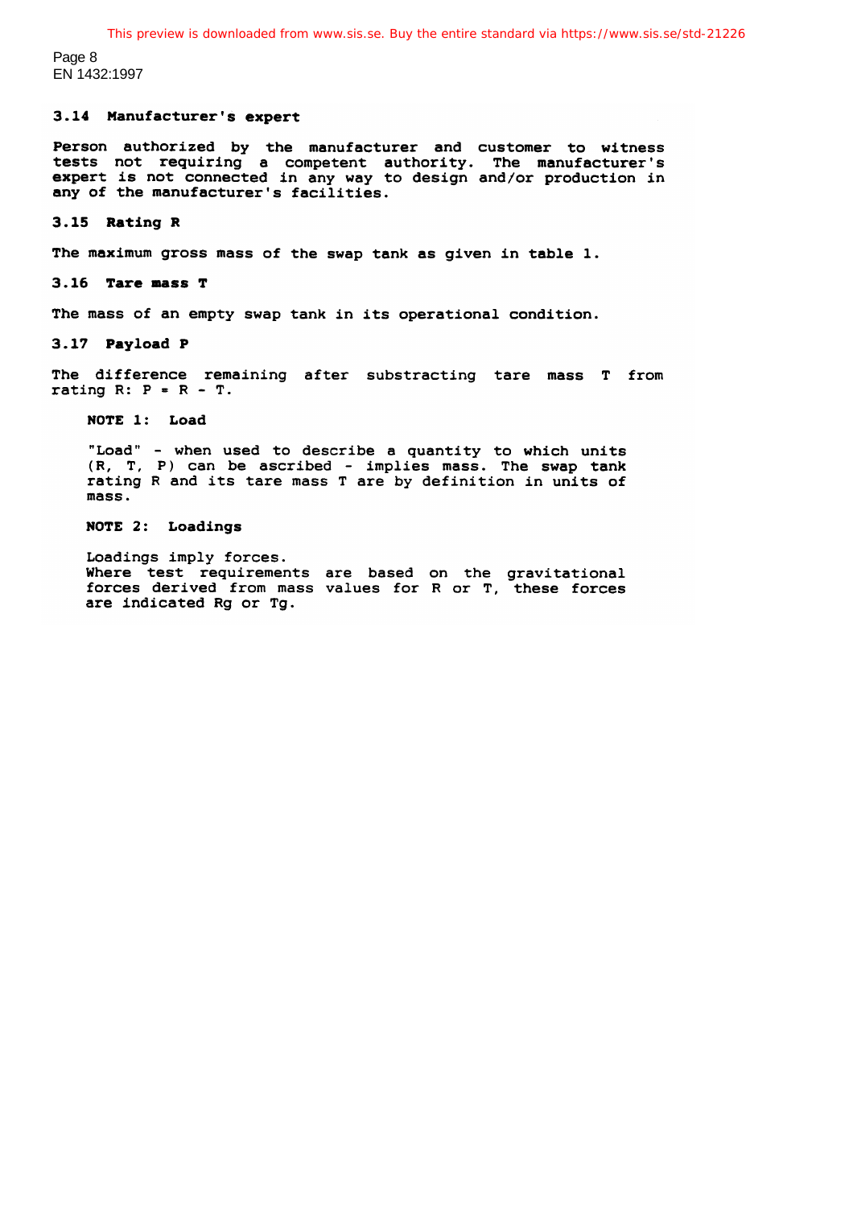### 3.14 Manufacturer's expert

Person authorized by the manufacturer and customer to witness tests not requiring a competent authority. The manufacturer's expert is not connected in any way to design and/or production in any of the manufacturer's facilities.

### 3.15 Rating R

The maximum gross mass of the swap tank as given in table 1.

### 3.16 Tare mass T

The mass of an empty swap tank in its operational condition.

### 3.17 Payload P

The difference remaining after substracting tare mass T from rating R: $P = R - T$.

> **NOTE 1: Load**
>
> "Load" - when used to describe a quantity to which units (R, T, P) can be ascribed - implies mass. The swap tank rating R and its tare mass T are by definition in units of mass.
>
> **NOTE 2: Loadings**
>
> Loadings imply forces.
> Where test requirements are based on the gravitational forces derived from mass values for R or T, these forces are indicated Rg or Tg.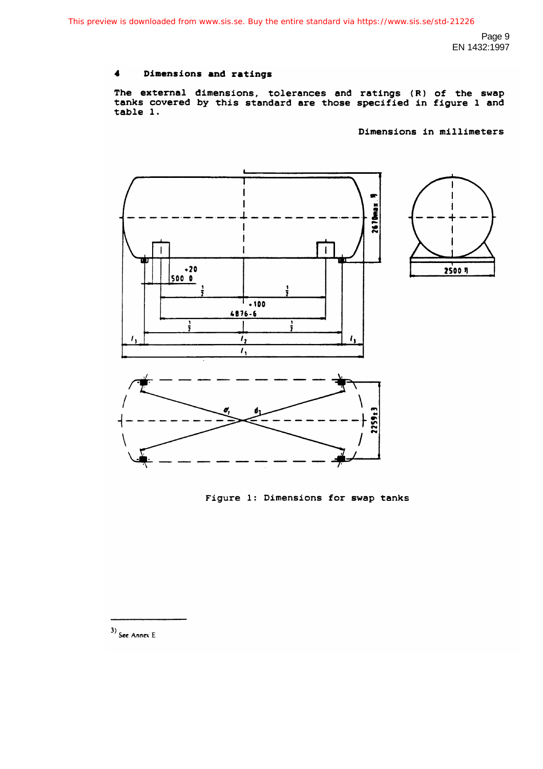## 4 Dimensions and ratings

The external dimensions, tolerances and ratings (R) of the swap tanks covered by this standard are those specified in figure 1 and table 1.

Dimensions in millimeters

2670max 3)

2500 3)

+20
500 0

+100
4876-6

$l_3$ $l_2$ $l_3$

$l_1$

$d_1$ $d_1$

2259±3

Figure 1: Dimensions for swap tanks

---

3) See Annex E